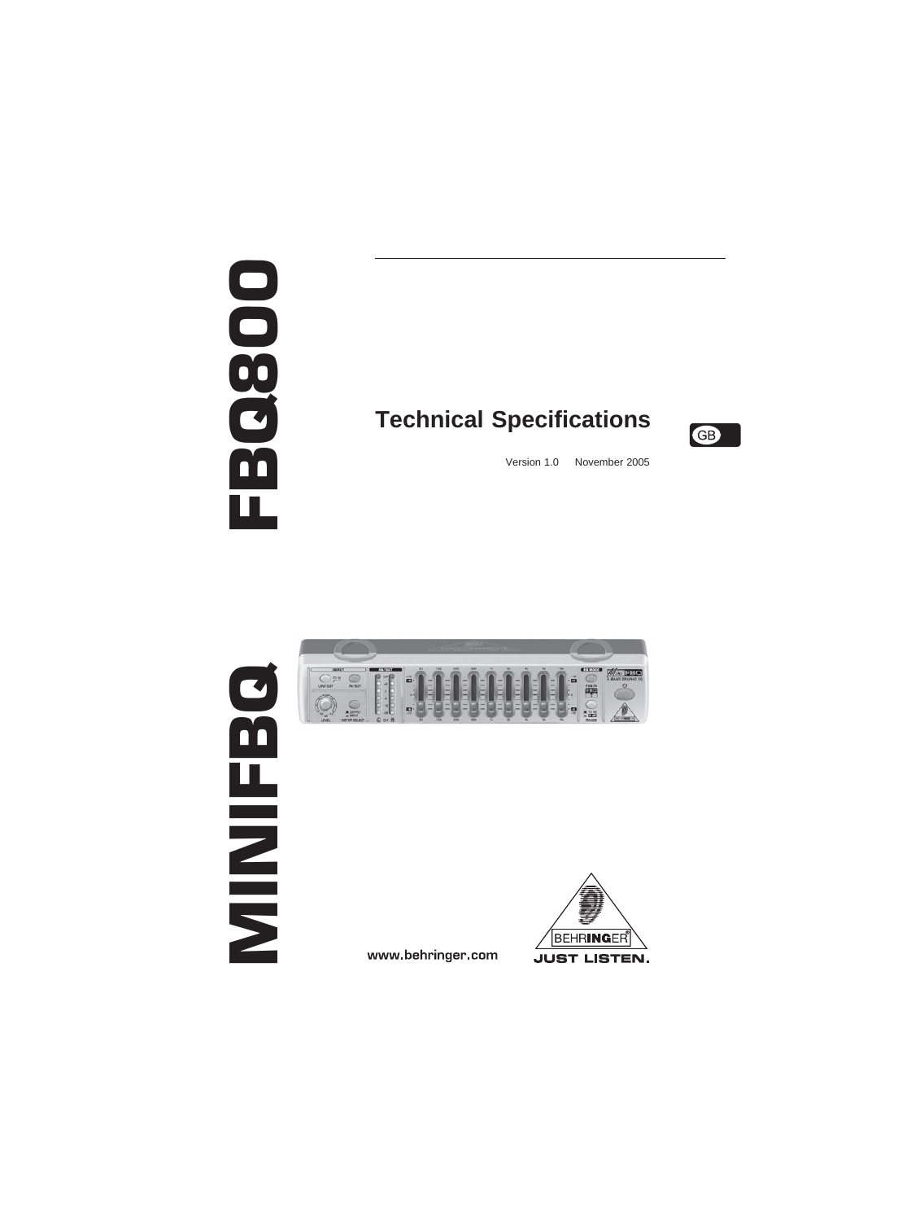# MINIFBQ FBQ800

## Technical Specifications

GB

Version 1.0 November 2005

www.behringer.com

BEHRINGER

JUST LISTEN.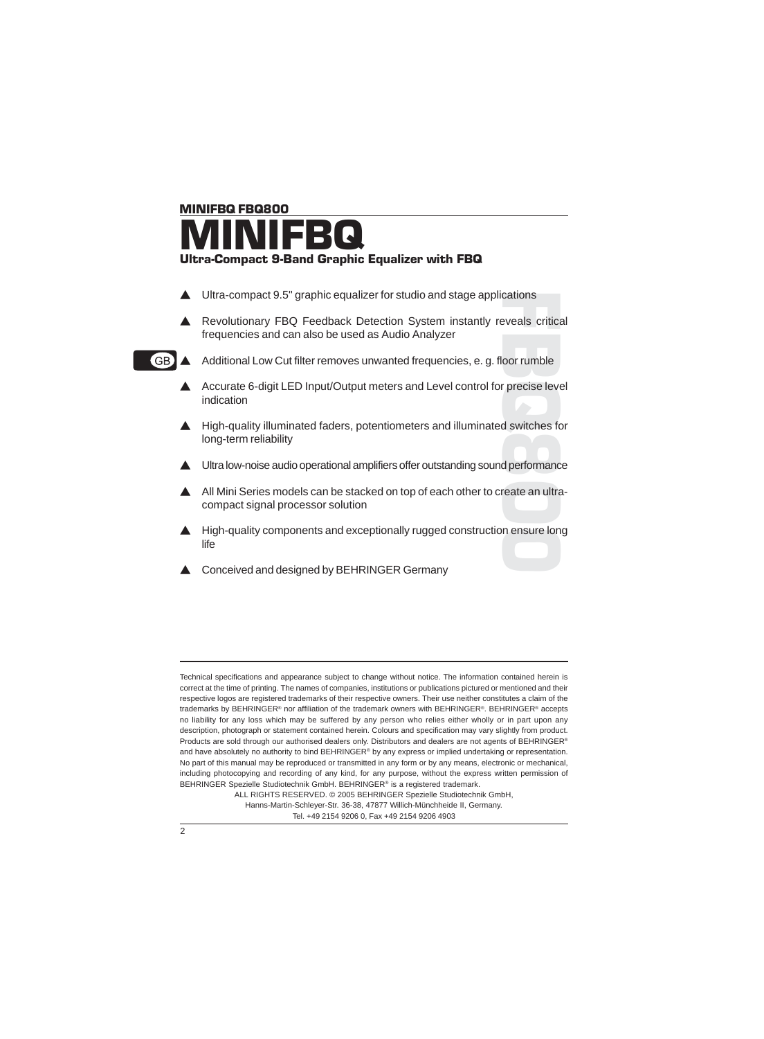MINIFBQ FBQ800

# MINIFBQ

## Ultra-Compact 9-Band Graphic Equalizer with FBQ

- ▲ Ultra-compact 9.5" graphic equalizer for studio and stage applications
- ▲ Revolutionary FBQ Feedback Detection System instantly reveals critical frequencies and can also be used as Audio Analyzer
- ▲ Additional Low Cut filter removes unwanted frequencies, e. g. floor rumble
- ▲ Accurate 6-digit LED Input/Output meters and Level control for precise level indication
- ▲ High-quality illuminated faders, potentiometers and illuminated switches for long-term reliability
- ▲ Ultra low-noise audio operational amplifiers offer outstanding sound performance
- ▲ All Mini Series models can be stacked on top of each other to create an ultra-compact signal processor solution
- ▲ High-quality components and exceptionally rugged construction ensure long life
- ▲ Conceived and designed by BEHRINGER Germany

Technical specifications and appearance subject to change without notice. The information contained herein is correct at the time of printing. The names of companies, institutions or publications pictured or mentioned and their respective logos are registered trademarks of their respective owners. Their use neither constitutes a claim of the trademarks by BEHRINGER® nor affiliation of the trademark owners with BEHRINGER®. BEHRINGER® accepts no liability for any loss which may be suffered by any person who relies either wholly or in part upon any description, photograph or statement contained herein. Colours and specification may vary slightly from product. Products are sold through our authorised dealers only. Distributors and dealers are not agents of BEHRINGER® and have absolutely no authority to bind BEHRINGER® by any express or implied undertaking or representation. No part of this manual may be reproduced or transmitted in any form or by any means, electronic or mechanical, including photocopying and recording of any kind, for any purpose, without the express written permission of BEHRINGER Spezielle Studiotechnik GmbH. BEHRINGER® is a registered trademark.

ALL RIGHTS RESERVED. © 2005 BEHRINGER Spezielle Studiotechnik GmbH,
Hanns-Martin-Schleyer-Str. 36-38, 47877 Willich-Münchheide II, Germany.
Tel. +49 2154 9206 0, Fax +49 2154 9206 4903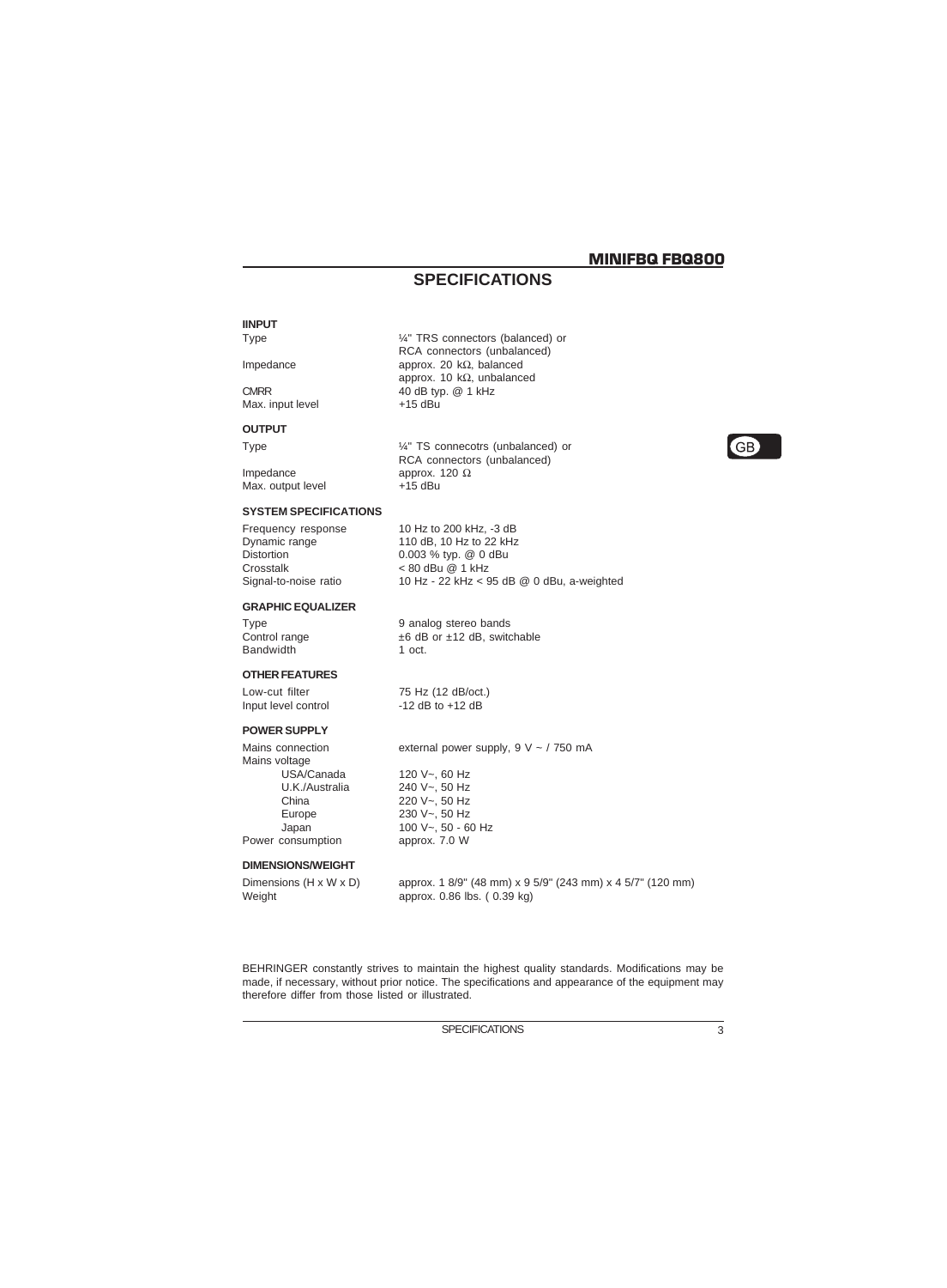# MINIFBQ FBQ800

## SPECIFICATIONS

**IINPUT**

| | |
|---|---|
| Type | ¼" TRS connectors (balanced) or RCA connectors (unbalanced) |
| Impedance | approx. 20 kΩ, balanced<br>approx. 10 kΩ, unbalanced |
| CMRR | 40 dB typ. @ 1 kHz |
| Max. input level | +15 dBu |

**OUTPUT**

| | |
|---|---|
| Type | ¼" TS connecotrs (unbalanced) or RCA connectors (unbalanced) |
| Impedance | approx. 120 Ω |
| Max. output level | +15 dBu |

**SYSTEM SPECIFICATIONS**

| | |
|---|---|
| Frequency response | 10 Hz to 200 kHz, -3 dB |
| Dynamic range | 110 dB, 10 Hz to 22 kHz |
| Distortion | 0.003 % typ. @ 0 dBu |
| Crosstalk | < 80 dBu @ 1 kHz |
| Signal-to-noise ratio | 10 Hz - 22 kHz < 95 dB @ 0 dBu, a-weighted |

**GRAPHIC EQUALIZER**

| | |
|---|---|
| Type | 9 analog stereo bands |
| Control range | ±6 dB or ±12 dB, switchable |
| Bandwidth | 1 oct. |

**OTHER FEATURES**

| | |
|---|---|
| Low-cut filter | 75 Hz (12 dB/oct.) |
| Input level control | -12 dB to +12 dB |

**POWER SUPPLY**

| | |
|---|---|
| Mains connection | external power supply, 9 V ~ / 750 mA |
| Mains voltage | |
| USA/Canada | 120 V~, 60 Hz |
| U.K./Australia | 240 V~, 50 Hz |
| China | 220 V~, 50 Hz |
| Europe | 230 V~, 50 Hz |
| Japan | 100 V~, 50 - 60 Hz |
| Power consumption | approx. 7.0 W |

**DIMENSIONS/WEIGHT**

| | |
|---|---|
| Dimensions (H x W x D) | approx. 1 8/9" (48 mm) x 9 5/9" (243 mm) x 4 5/7" (120 mm) |
| Weight | approx. 0.86 lbs. ( 0.39 kg) |

BEHRINGER constantly strives to maintain the highest quality standards. Modifications may be made, if necessary, without prior notice. The specifications and appearance of the equipment may therefore differ from those listed or illustrated.